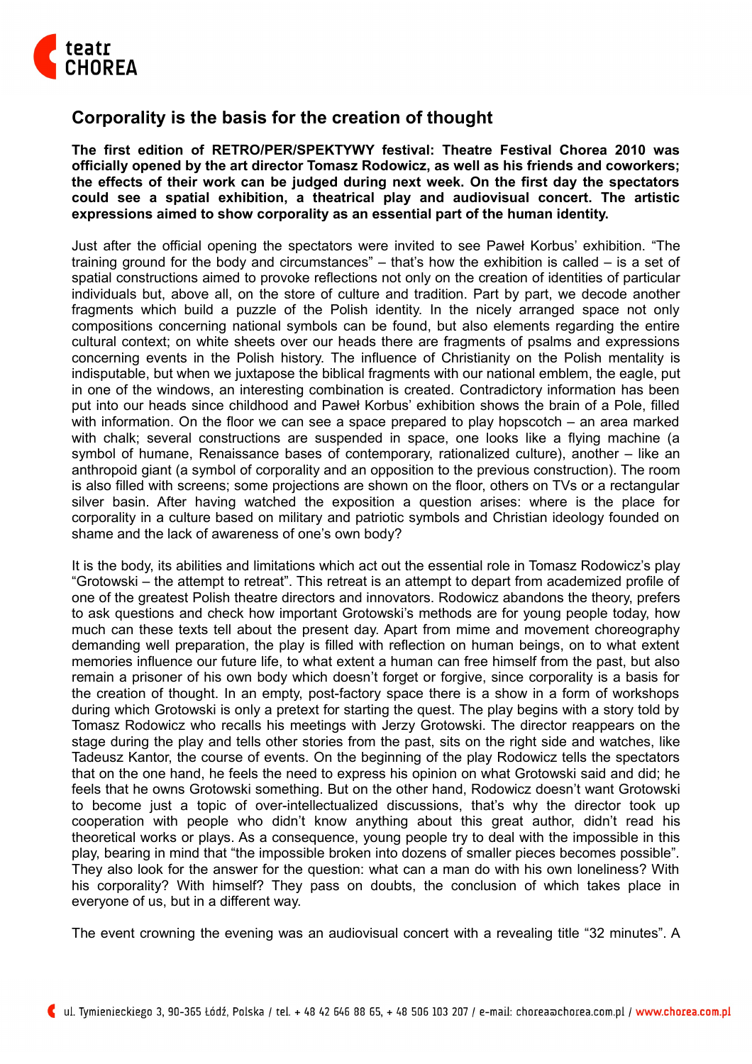# Corporality is the basis for the creation of thought

**The first edition of RETRO/PER/SPEKTYWY festival: Theatre Festival Chorea 2010 was officially opened by the art director Tomasz Rodowicz, as well as his friends and coworkers; the effects of their work can be judged during next week. On the first day the spectators could see a spatial exhibition, a theatrical play and audiovisual concert. The artistic expressions aimed to show corporality as an essential part of the human identity.**

Just after the official opening the spectators were invited to see Paweł Korbus' exhibition. "The training ground for the body and circumstances" – that's how the exhibition is called – is a set of spatial constructions aimed to provoke reflections not only on the creation of identities of particular individuals but, above all, on the store of culture and tradition. Part by part, we decode another fragments which build a puzzle of the Polish identity. In the nicely arranged space not only compositions concerning national symbols can be found, but also elements regarding the entire cultural context; on white sheets over our heads there are fragments of psalms and expressions concerning events in the Polish history. The influence of Christianity on the Polish mentality is indisputable, but when we juxtapose the biblical fragments with our national emblem, the eagle, put in one of the windows, an interesting combination is created. Contradictory information has been put into our heads since childhood and Paweł Korbus' exhibition shows the brain of a Pole, filled with information. On the floor we can see a space prepared to play hopscotch – an area marked with chalk; several constructions are suspended in space, one looks like a flying machine (a symbol of humane, Renaissance bases of contemporary, rationalized culture), another – like an anthropoid giant (a symbol of corporality and an opposition to the previous construction). The room is also filled with screens; some projections are shown on the floor, others on TVs or a rectangular silver basin. After having watched the exposition a question arises: where is the place for corporality in a culture based on military and patriotic symbols and Christian ideology founded on shame and the lack of awareness of one's own body?

It is the body, its abilities and limitations which act out the essential role in Tomasz Rodowicz's play "Grotowski – the attempt to retreat". This retreat is an attempt to depart from academized profile of one of the greatest Polish theatre directors and innovators. Rodowicz abandons the theory, prefers to ask questions and check how important Grotowski's methods are for young people today, how much can these texts tell about the present day. Apart from mime and movement choreography demanding well preparation, the play is filled with reflection on human beings, on to what extent memories influence our future life, to what extent a human can free himself from the past, but also remain a prisoner of his own body which doesn't forget or forgive, since corporality is a basis for the creation of thought. In an empty, post-factory space there is a show in a form of workshops during which Grotowski is only a pretext for starting the quest. The play begins with a story told by Tomasz Rodowicz who recalls his meetings with Jerzy Grotowski. The director reappears on the stage during the play and tells other stories from the past, sits on the right side and watches, like Tadeusz Kantor, the course of events. On the beginning of the play Rodowicz tells the spectators that on the one hand, he feels the need to express his opinion on what Grotowski said and did; he feels that he owns Grotowski something. But on the other hand, Rodowicz doesn't want Grotowski to become just a topic of over-intellectualized discussions, that's why the director took up cooperation with people who didn't know anything about this great author, didn't read his theoretical works or plays. As a consequence, young people try to deal with the impossible in this play, bearing in mind that "the impossible broken into dozens of smaller pieces becomes possible". They also look for the answer for the question: what can a man do with his own loneliness? With his corporality? With himself? They pass on doubts, the conclusion of which takes place in everyone of us, but in a different way.

The event crowning the evening was an audiovisual concert with a revealing title "32 minutes". A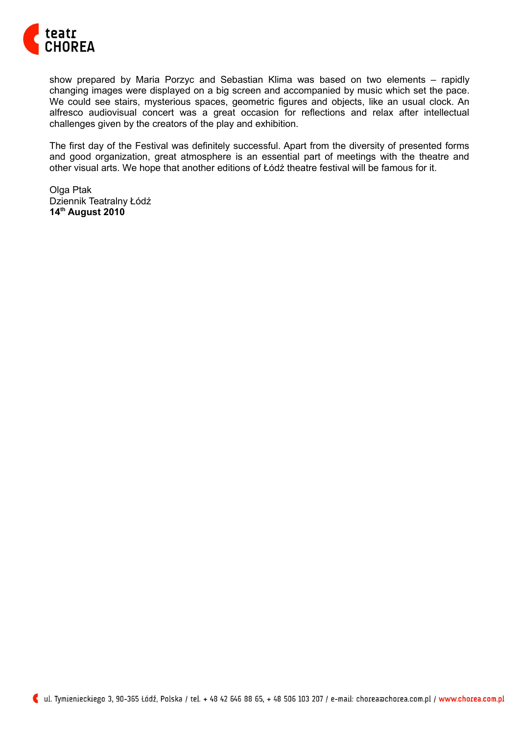show prepared by Maria Porzyc and Sebastian Klima was based on two elements – rapidly changing images were displayed on a big screen and accompanied by music which set the pace. We could see stairs, mysterious spaces, geometric figures and objects, like an usual clock. An alfresco audiovisual concert was a great occasion for reflections and relax after intellectual challenges given by the creators of the play and exhibition.

The first day of the Festival was definitely successful. Apart from the diversity of presented forms and good organization, great atmosphere is an essential part of meetings with the theatre and other visual arts. We hope that another editions of Łódź theatre festival will be famous for it.

Olga Ptak  
Dziennik Teatralny Łódź  
**14th August 2010**